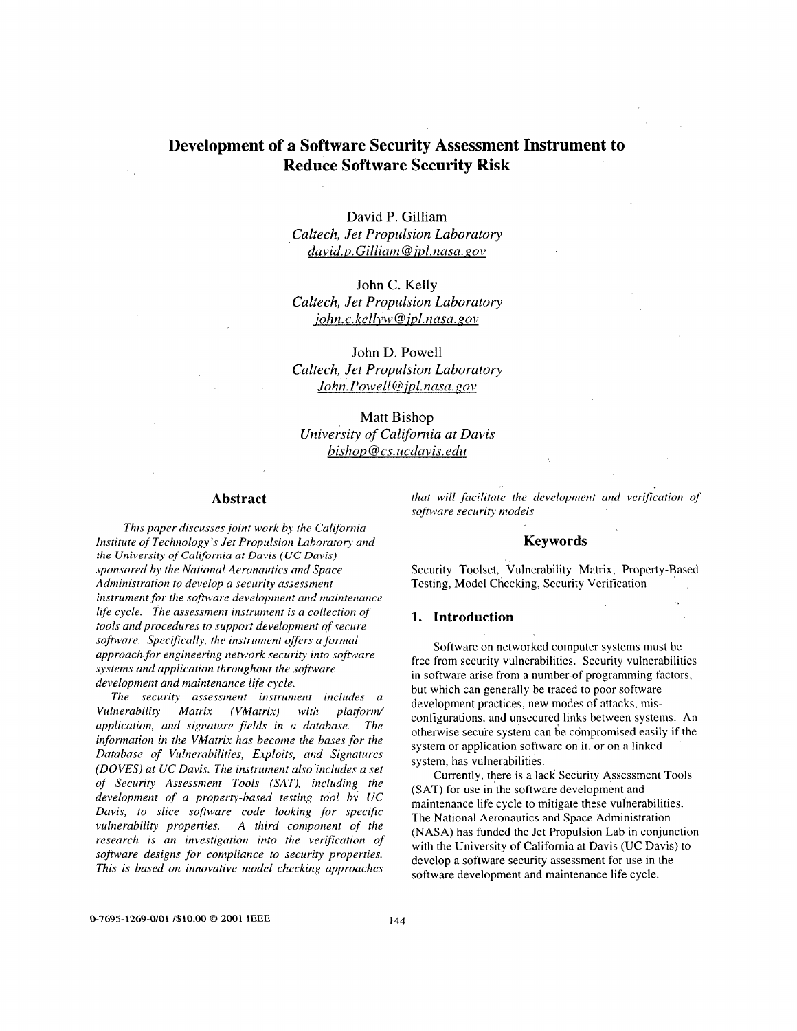# Development of a Software Security Assessment Instrument to Reduce Software Security Risk

David P. Gilliam
*Caltech, Jet Propulsion Laboratory*
*david.p.Gilliam@jpl.nasa.gov*

John C. Kelly
*Caltech, Jet Propulsion Laboratory*
*john.c.kellyw@jpl.nasa.gov*

John D. Powell
*Caltech, Jet Propulsion Laboratory*
*John.Powell@jpl.nasa.gov*

Matt Bishop
*University of California at Davis*
*bishop@cs.ucdavis.edu*

## Abstract

*This paper discusses joint work by the California Institute of Technology's Jet Propulsion Laboratory and the University of California at Davis (UC Davis) sponsored by the National Aeronautics and Space Administration to develop a security assessment instrument for the software development and maintenance life cycle. The assessment instrument is a collection of tools and procedures to support development of secure software. Specifically, the instrument offers a formal approach for engineering network security into software systems and application throughout the software development and maintenance life cycle.*

*The security assessment instrument includes a Vulnerability Matrix (VMatrix) with platform/ application, and signature fields in a database. The information in the VMatrix has become the bases for the Database of Vulnerabilities, Exploits, and Signatures (DOVES) at UC Davis. The instrument also includes a set of Security Assessment Tools (SAT), including the development of a property-based testing tool by UC Davis, to slice software code looking for specific vulnerability properties. A third component of the research is an investigation into the verification of software designs for compliance to security properties. This is based on innovative model checking approaches that will facilitate the development and verification of software security models*

## Keywords

Security Toolset, Vulnerability Matrix, Property-Based Testing, Model Checking, Security Verification

## 1. Introduction

Software on networked computer systems must be free from security vulnerabilities. Security vulnerabilities in software arise from a number of programming factors, but which can generally be traced to poor software development practices, new modes of attacks, mis-configurations, and unsecured links between systems. An otherwise secure system can be compromised easily if the system or application software on it, or on a linked system, has vulnerabilities.

Currently, there is a lack Security Assessment Tools (SAT) for use in the software development and maintenance life cycle to mitigate these vulnerabilities. The National Aeronautics and Space Administration (NASA) has funded the Jet Propulsion Lab in conjunction with the University of California at Davis (UC Davis) to develop a software security assessment for use in the software development and maintenance life cycle.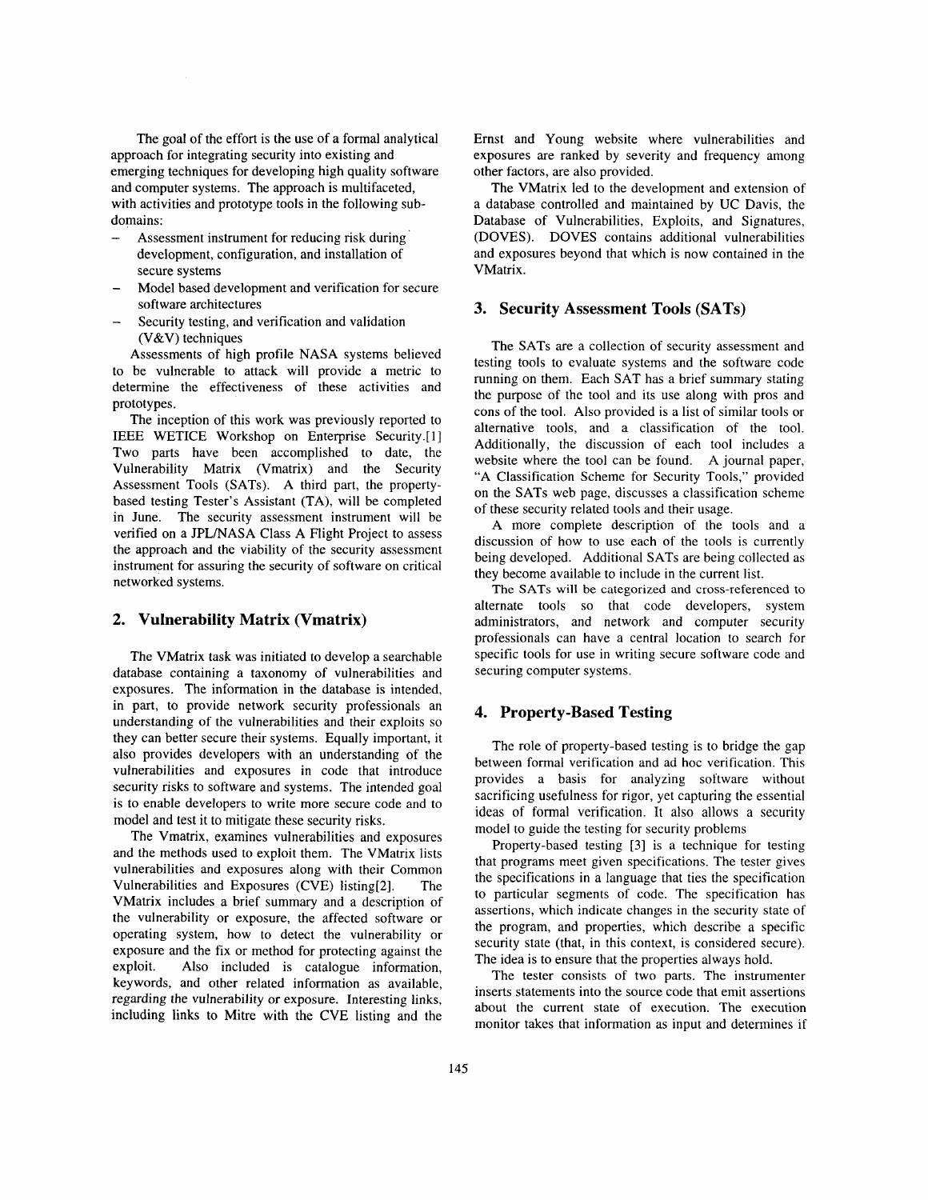The goal of the effort is the use of a formal analytical approach for integrating security into existing and emerging techniques for developing high quality software and computer systems. The approach is multifaceted, with activities and prototype tools in the following sub-domains:

- Assessment instrument for reducing risk during development, configuration, and installation of secure systems
- Model based development and verification for secure software architectures
- Security testing, and verification and validation (V&V) techniques

Assessments of high profile NASA systems believed to be vulnerable to attack will provide a metric to determine the effectiveness of these activities and prototypes.

The inception of this work was previously reported to IEEE WETICE Workshop on Enterprise Security.[1] Two parts have been accomplished to date, the Vulnerability Matrix (Vmatrix) and the Security Assessment Tools (SATs). A third part, the property-based testing Tester's Assistant (TA), will be completed in June. The security assessment instrument will be verified on a JPL/NASA Class A Flight Project to assess the approach and the viability of the security assessment instrument for assuring the security of software on critical networked systems.

## 2. Vulnerability Matrix (Vmatrix)

The VMatrix task was initiated to develop a searchable database containing a taxonomy of vulnerabilities and exposures. The information in the database is intended, in part, to provide network security professionals an understanding of the vulnerabilities and their exploits so they can better secure their systems. Equally important, it also provides developers with an understanding of the vulnerabilities and exposures in code that introduce security risks to software and systems. The intended goal is to enable developers to write more secure code and to model and test it to mitigate these security risks.

The Vmatrix, examines vulnerabilities and exposures and the methods used to exploit them. The VMatrix lists vulnerabilities and exposures along with their Common Vulnerabilities and Exposures (CVE) listing[2]. The VMatrix includes a brief summary and a description of the vulnerability or exposure, the affected software or operating system, how to detect the vulnerability or exposure and the fix or method for protecting against the exploit. Also included is catalogue information, keywords, and other related information as available, regarding the vulnerability or exposure. Interesting links, including links to Mitre with the CVE listing and the Ernst and Young website where vulnerabilities and exposures are ranked by severity and frequency among other factors, are also provided.

The VMatrix led to the development and extension of a database controlled and maintained by UC Davis, the Database of Vulnerabilities, Exploits, and Signatures, (DOVES). DOVES contains additional vulnerabilities and exposures beyond that which is now contained in the VMatrix.

## 3. Security Assessment Tools (SATs)

The SATs are a collection of security assessment and testing tools to evaluate systems and the software code running on them. Each SAT has a brief summary stating the purpose of the tool and its use along with pros and cons of the tool. Also provided is a list of similar tools or alternative tools, and a classification of the tool. Additionally, the discussion of each tool includes a website where the tool can be found. A journal paper, "A Classification Scheme for Security Tools," provided on the SATs web page, discusses a classification scheme of these security related tools and their usage.

A more complete description of the tools and a discussion of how to use each of the tools is currently being developed. Additional SATs are being collected as they become available to include in the current list.

The SATs will be categorized and cross-referenced to alternate tools so that code developers, system administrators, and network and computer security professionals can have a central location to search for specific tools for use in writing secure software code and securing computer systems.

## 4. Property-Based Testing

The role of property-based testing is to bridge the gap between formal verification and ad hoc verification. This provides a basis for analyzing software without sacrificing usefulness for rigor, yet capturing the essential ideas of formal verification. It also allows a security model to guide the testing for security problems

Property-based testing [3] is a technique for testing that programs meet given specifications. The tester gives the specifications in a language that ties the specification to particular segments of code. The specification has assertions, which indicate changes in the security state of the program, and properties, which describe a specific security state (that, in this context, is considered secure). The idea is to ensure that the properties always hold.

The tester consists of two parts. The instrumenter inserts statements into the source code that emit assertions about the current state of execution. The execution monitor takes that information as input and determines if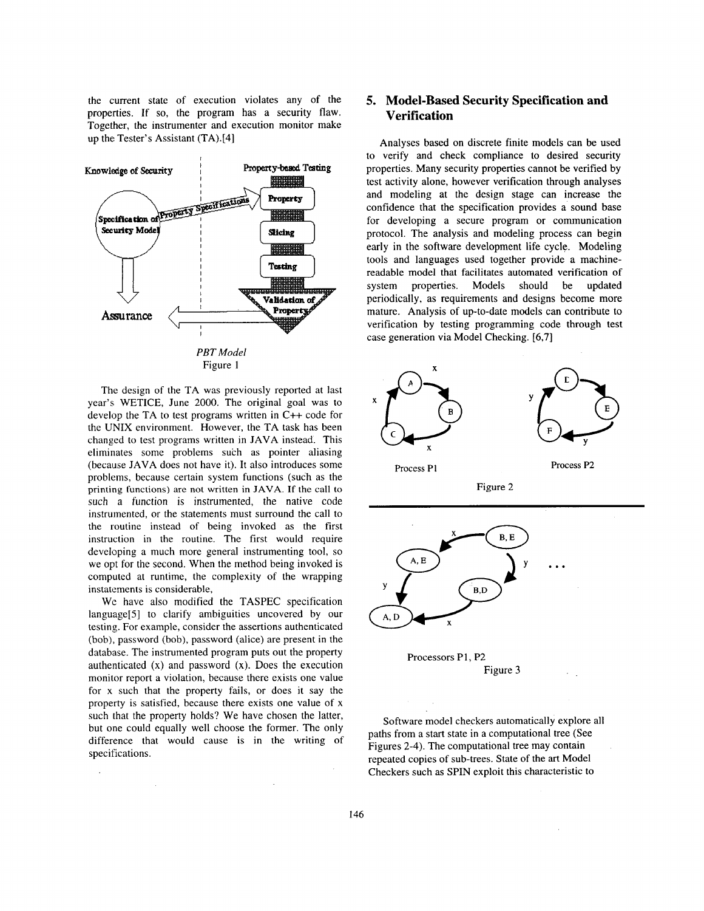the current state of execution violates any of the properties. If so, the program has a security flaw. Together, the instrumenter and execution monitor make up the Tester's Assistant (TA).[4]

*PBT Model*
Figure 1

The design of the TA was previously reported at last year's WETICE, June 2000. The original goal was to develop the TA to test programs written in C++ code for the UNIX environment. However, the TA task has been changed to test programs written in JAVA instead. This eliminates some problems such as pointer aliasing (because JAVA does not have it). It also introduces some problems, because certain system functions (such as the printing functions) are not written in JAVA. If the call to such a function is instrumented, the native code instrumented, or the statements must surround the call to the routine instead of being invoked as the first instruction in the routine. The first would require developing a much more general instrumenting tool, so we opt for the second. When the method being invoked is computed at runtime, the complexity of the wrapping instatements is considerable,

We have also modified the TASPEC specification language[5] to clarify ambiguities uncovered by our testing. For example, consider the assertions authenticated (bob), password (bob), password (alice) are present in the database. The instrumented program puts out the property authenticated (x) and password (x). Does the execution monitor report a violation, because there exists one value for x such that the property fails, or does it say the property is satisfied, because there exists one value of x such that the property holds? We have chosen the latter, but one could equally well choose the former. The only difference that would cause is in the writing of specifications.

## 5. Model-Based Security Specification and Verification

Analyses based on discrete finite models can be used to verify and check compliance to desired security properties. Many security properties cannot be verified by test activity alone, however verification through analyses and modeling at the design stage can increase the confidence that the specification provides a sound base for developing a secure program or communication protocol. The analysis and modeling process can begin early in the software development life cycle. Modeling tools and languages used together provide a machine-readable model that facilitates automated verification of system properties. Models should be updated periodically, as requirements and designs become more mature. Analysis of up-to-date models can contribute to verification by testing programming code through test case generation via Model Checking. [6,7]

Process P1 Process P2

Figure 2

Processors P1, P2
Figure 3

Software model checkers automatically explore all paths from a start state in a computational tree (See Figures 2-4). The computational tree may contain repeated copies of sub-trees. State of the art Model Checkers such as SPIN exploit this characteristic to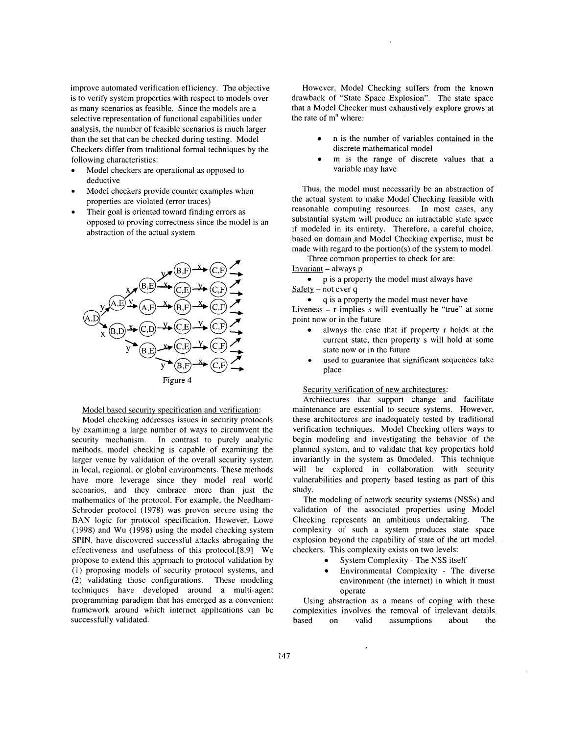improve automated verification efficiency. The objective is to verify system properties with respect to models over as many scenarios as feasible. Since the models are a selective representation of functional capabilities under analysis, the number of feasible scenarios is much larger than the set that can be checked during testing. Model Checkers differ from traditional formal techniques by the following characteristics:

- Model checkers are operational as opposed to deductive
- Model checkers provide counter examples when properties are violated (error traces)
- Their goal is oriented toward finding errors as opposed to proving correctness since the model is an abstraction of the actual system

Figure 4

Model based security specification and verification:

Model checking addresses issues in security protocols by examining a large number of ways to circumvent the security mechanism. In contrast to purely analytic methods, model checking is capable of examining the larger venue by validation of the overall security system in local, regional, or global environments. These methods have more leverage since they model real world scenarios, and they embrace more than just the mathematics of the protocol. For example, the Needham-Schroder protocol (1978) was proven secure using the BAN logic for protocol specification. However, Lowe (1998) and Wu (1998) using the model checking system SPIN, have discovered successful attacks abrogating the effectiveness and usefulness of this protocol.[8,9] We propose to extend this approach to protocol validation by (1) proposing models of security protocol systems, and (2) validating those configurations. These modeling techniques have developed around a multi-agent programming paradigm that has emerged as a convenient framework around which internet applications can be successfully validated.

However, Model Checking suffers from the known drawback of "State Space Explosion". The state space that a Model Checker must exhaustively explore grows at the rate of $m^n$ where:

- n is the number of variables contained in the discrete mathematical model
- m is the range of discrete values that a variable may have

Thus, the model must necessarily be an abstraction of the actual system to make Model Checking feasible with reasonable computing resources. In most cases, any substantial system will produce an intractable state space if modeled in its entirety. Therefore, a careful choice, based on domain and Model Checking expertise, must be made with regard to the portion(s) of the system to model.

Three common properties to check for are:

Invariant – always p

- p is a property the model must always have

Safety – not ever q

- q is a property the model must never have

Liveness – r implies s will eventually be "true" at some point now or in the future

- always the case that if property r holds at the current state, then property s will hold at some state now or in the future
- used to guarantee that significant sequences take place

Security verification of new architectures:

Architectures that support change and facilitate maintenance are essential to secure systems. However, these architectures are inadequately tested by traditional verification techniques. Model Checking offers ways to begin modeling and investigating the behavior of the planned system, and to validate that key properties hold invariantly in the system as 0modeled. This technique will be explored in collaboration with security vulnerabilities and property based testing as part of this study.

The modeling of network security systems (NSSs) and validation of the associated properties using Model Checking represents an ambitious undertaking. The complexity of such a system produces state space explosion beyond the capability of state of the art model checkers. This complexity exists on two levels:

- System Complexity - The NSS itself
- Environmental Complexity - The diverse environment (the internet) in which it must operate

Using abstraction as a means of coping with these complexities involves the removal of irrelevant details based on valid assumptions about the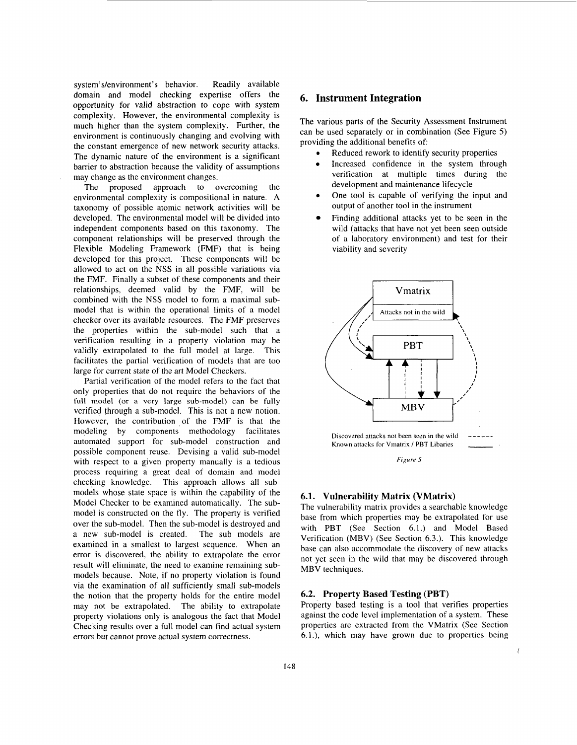system's/environment's behavior. Readily available domain and model checking expertise offers the opportunity for valid abstraction to cope with system complexity. However, the environmental complexity is much higher than the system complexity. Further, the environment is continuously changing and evolving with the constant emergence of new network security attacks. The dynamic nature of the environment is a significant barrier to abstraction because the validity of assumptions may change as the environment changes.

The proposed approach to overcoming the environmental complexity is compositional in nature. A taxonomy of possible atomic network activities will be developed. The environmental model will be divided into independent components based on this taxonomy. The component relationships will be preserved through the Flexible Modeling Framework (FMF) that is being developed for this project. These components will be allowed to act on the NSS in all possible variations via the FMF. Finally a subset of these components and their relationships, deemed valid by the FMF, will be combined with the NSS model to form a maximal sub-model that is within the operational limits of a model checker over its available resources. The FMF preserves the properties within the sub-model such that a verification resulting in a property violation may be validly extrapolated to the full model at large. This facilitates the partial verification of models that are too large for current state of the art Model Checkers.

Partial verification of the model refers to the fact that only properties that do not require the behaviors of the full model (or a very large sub-model) can be fully verified through a sub-model. This is not a new notion. However, the contribution of the FMF is that the modeling by components methodology facilitates automated support for sub-model construction and possible component reuse. Devising a valid sub-model with respect to a given property manually is a tedious process requiring a great deal of domain and model checking knowledge. This approach allows all sub-models whose state space is within the capability of the Model Checker to be examined automatically. The sub-model is constructed on the fly. The property is verified over the sub-model. Then the sub-model is destroyed and a new sub-model is created. The sub models are examined in a smallest to largest sequence. When an error is discovered, the ability to extrapolate the error result will eliminate, the need to examine remaining sub-models because. Note, if no property violation is found via the examination of all sufficiently small sub-models the notion that the property holds for the entire model may not be extrapolated. The ability to extrapolate property violations only is analogous the fact that Model Checking results over a full model can find actual system errors but cannot prove actual system correctness.

## 6. Instrument Integration

The various parts of the Security Assessment Instrument can be used separately or in combination (See Figure 5) providing the additional benefits of:

- Reduced rework to identify security properties
- Increased confidence in the system through verification at multiple times during the development and maintenance lifecycle
- One tool is capable of verifying the input and output of another tool in the instrument
- Finding additional attacks yet to be seen in the wild (attacks that have not yet been seen outside of a laboratory environment) and test for their viability and severity

Vmatrix

Attacks not in the wild

PBT

MBV

Discovered attacks not been seen in the wild

Known attacks for Vmatrix / PBT Libaries

*Figure 5*

### 6.1. Vulnerability Matrix (VMatrix)

The vulnerability matrix provides a searchable knowledge base from which properties may be extrapolated for use with PBT (See Section 6.1.) and Model Based Verification (MBV) (See Section 6.3.). This knowledge base can also accommodate the discovery of new attacks not yet seen in the wild that may be discovered through MBV techniques.

### 6.2. Property Based Testing (PBT)

Property based testing is a tool that verifies properties against the code level implementation of a system. These properties are extracted from the VMatrix (See Section 6.1.), which may have grown due to properties being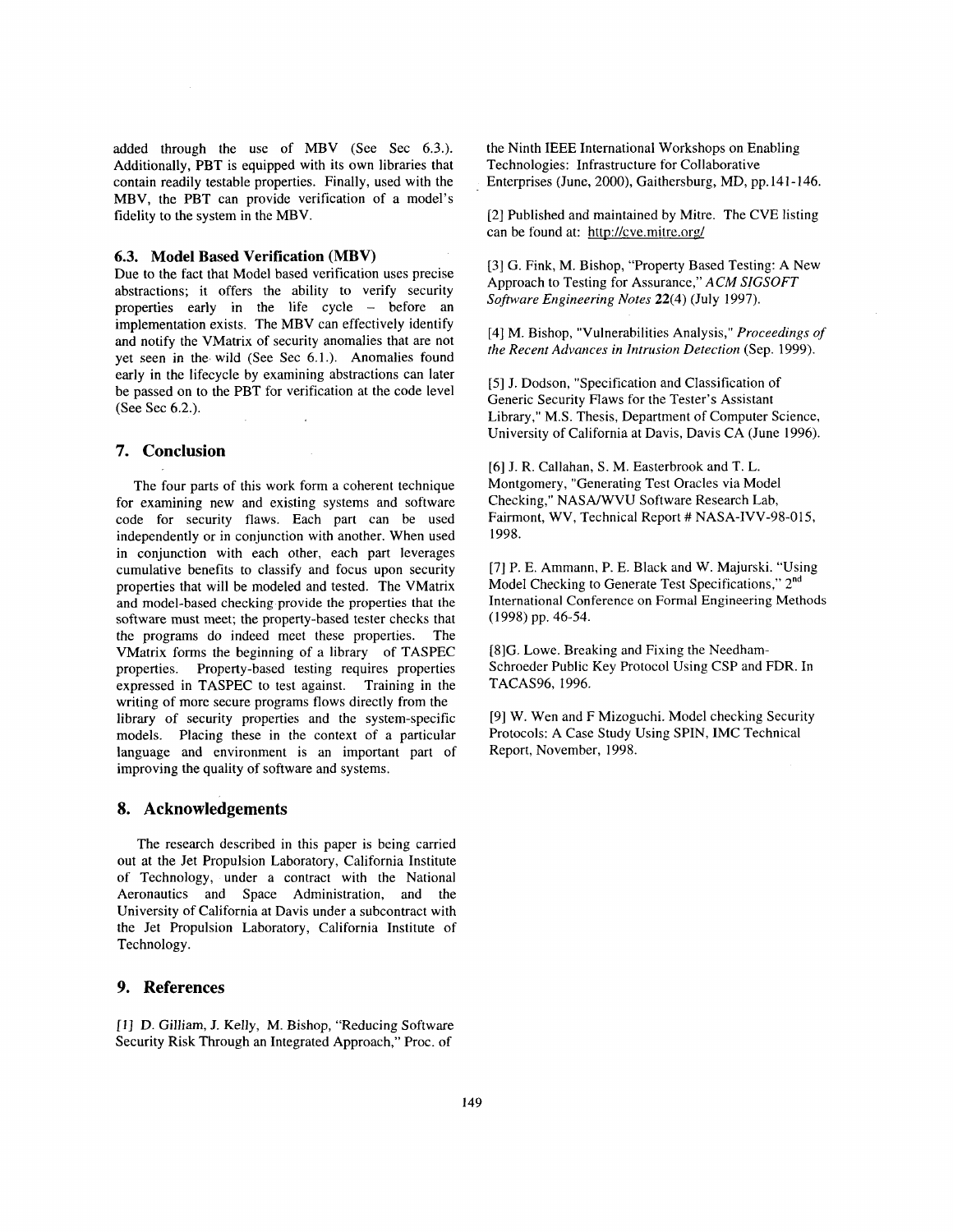added through the use of MBV (See Sec 6.3.). Additionally, PBT is equipped with its own libraries that contain readily testable properties. Finally, used with the MBV, the PBT can provide verification of a model's fidelity to the system in the MBV.

### 6.3. Model Based Verification (MBV)

Due to the fact that Model based verification uses precise abstractions; it offers the ability to verify security properties early in the life cycle – before an implementation exists. The MBV can effectively identify and notify the VMatrix of security anomalies that are not yet seen in the wild (See Sec 6.1.). Anomalies found early in the lifecycle by examining abstractions can later be passed on to the PBT for verification at the code level (See Sec 6.2.).

## 7. Conclusion

The four parts of this work form a coherent technique for examining new and existing systems and software code for security flaws. Each part can be used independently or in conjunction with another. When used in conjunction with each other, each part leverages cumulative benefits to classify and focus upon security properties that will be modeled and tested. The VMatrix and model-based checking provide the properties that the software must meet; the property-based tester checks that the programs do indeed meet these properties. The VMatrix forms the beginning of a library of TASPEC properties. Property-based testing requires properties expressed in TASPEC to test against. Training in the writing of more secure programs flows directly from the library of security properties and the system-specific models. Placing these in the context of a particular language and environment is an important part of improving the quality of software and systems.

## 8. Acknowledgements

The research described in this paper is being carried out at the Jet Propulsion Laboratory, California Institute of Technology, under a contract with the National Aeronautics and Space Administration, and the University of California at Davis under a subcontract with the Jet Propulsion Laboratory, California Institute of Technology.

## 9. References

[1] D. Gilliam, J. Kelly, M. Bishop, "Reducing Software Security Risk Through an Integrated Approach," Proc. of the Ninth IEEE International Workshops on Enabling Technologies: Infrastructure for Collaborative Enterprises (June, 2000), Gaithersburg, MD, pp.141-146.

[2] Published and maintained by Mitre. The CVE listing can be found at: http://cve.mitre.org/

[3] G. Fink, M. Bishop, "Property Based Testing: A New Approach to Testing for Assurance," *ACM SIGSOFT Software Engineering Notes* **22**(4) (July 1997).

[4] M. Bishop, "Vulnerabilities Analysis," *Proceedings of the Recent Advances in Intrusion Detection* (Sep. 1999).

[5] J. Dodson, "Specification and Classification of Generic Security Flaws for the Tester's Assistant Library," M.S. Thesis, Department of Computer Science, University of California at Davis, Davis CA (June 1996).

[6] J. R. Callahan, S. M. Easterbrook and T. L. Montgomery, "Generating Test Oracles via Model Checking," NASA/WVU Software Research Lab, Fairmont, WV, Technical Report # NASA-IVV-98-015, 1998.

[7] P. E. Ammann, P. E. Black and W. Majurski. "Using Model Checking to Generate Test Specifications," 2nd International Conference on Formal Engineering Methods (1998) pp. 46-54.

[8]G. Lowe. Breaking and Fixing the Needham-Schroeder Public Key Protocol Using CSP and FDR. In TACAS96, 1996.

[9] W. Wen and F Mizoguchi. Model checking Security Protocols: A Case Study Using SPIN, IMC Technical Report, November, 1998.